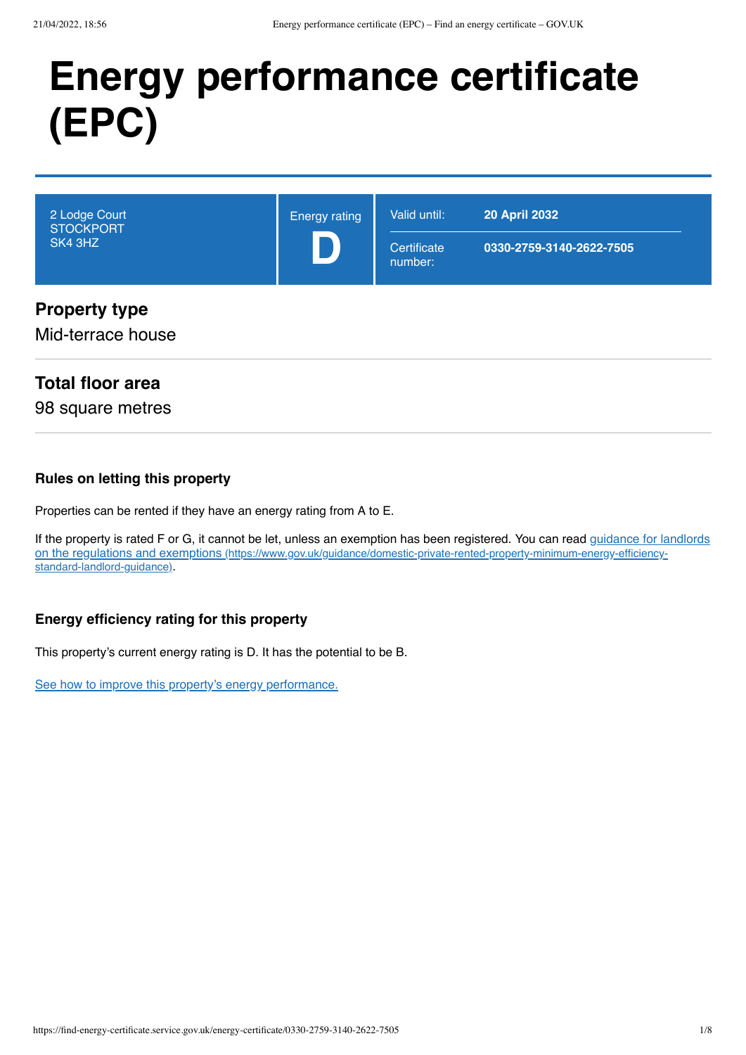# Energy performance certificate (EPC)

| 2 Lodge Court<br>STOCKPORT<br>SK4 3HZ | Energy rating<br>**D** | Valid until: | **20 April 2032** |
|---|---|---|---|
| | | Certificate number: | **0330-2759-3140-2622-7505** |

## Property type

Mid-terrace house

## Total floor area

98 square metres

### Rules on letting this property

Properties can be rented if they have an energy rating from A to E.

If the property is rated F or G, it cannot be let, unless an exemption has been registered. You can read guidance for landlords on the regulations and exemptions (https://www.gov.uk/guidance/domestic-private-rented-property-minimum-energy-efficiency-standard-landlord-guidance).

### Energy efficiency rating for this property

This property's current energy rating is D. It has the potential to be B.

See how to improve this property's energy performance.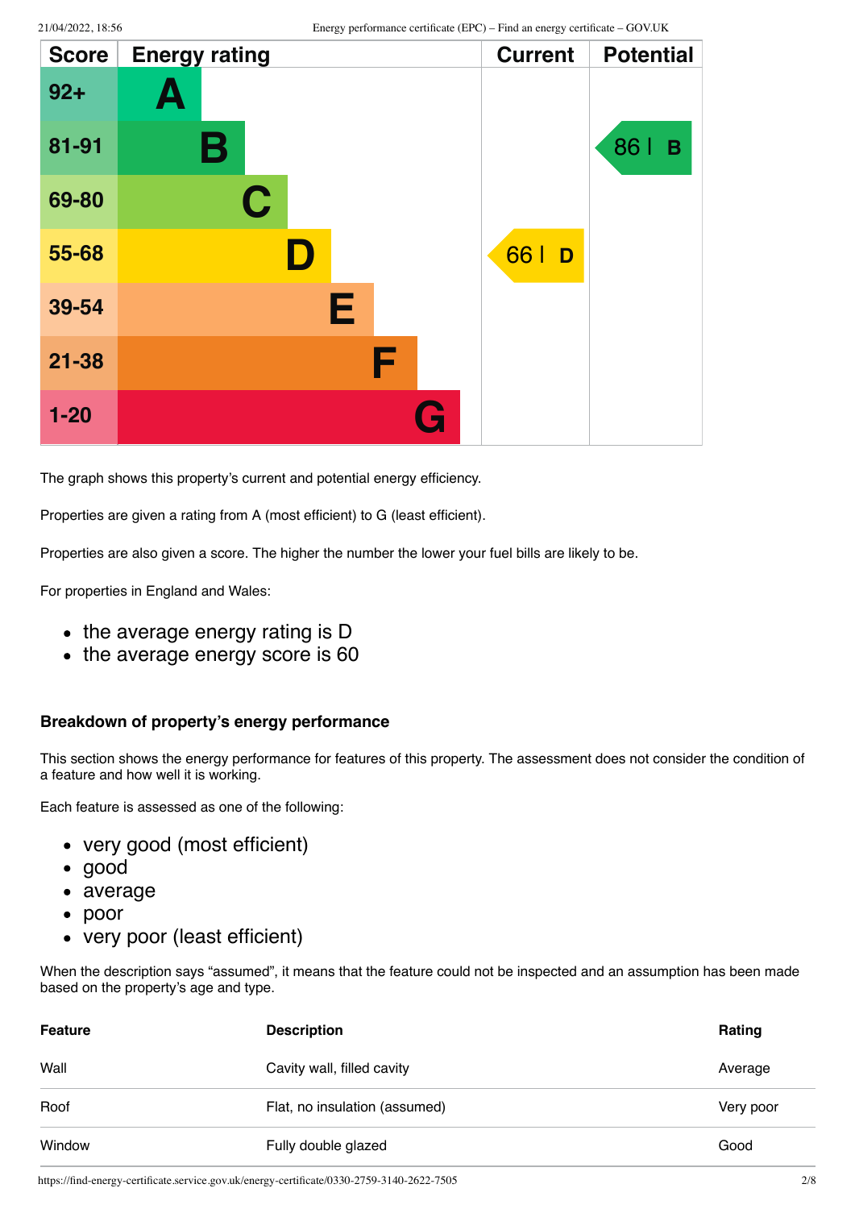| Score | Energy rating | Current | Potential |
| --- | --- | --- | --- |
| 92+ | A | | |
| 81-91 | B | | 86 \| B |
| 69-80 | C | | |
| 55-68 | D | 66 \| D | |
| 39-54 | E | | |
| 21-38 | F | | |
| 1-20 | G | | |

The graph shows this property's current and potential energy efficiency.

Properties are given a rating from A (most efficient) to G (least efficient).

Properties are also given a score. The higher the number the lower your fuel bills are likely to be.

For properties in England and Wales:

- the average energy rating is D
- the average energy score is 60

### Breakdown of property's energy performance

This section shows the energy performance for features of this property. The assessment does not consider the condition of a feature and how well it is working.

Each feature is assessed as one of the following:

- very good (most efficient)
- good
- average
- poor
- very poor (least efficient)

When the description says "assumed", it means that the feature could not be inspected and an assumption has been made based on the property's age and type.

| Feature | Description | Rating |
| --- | --- | --- |
| Wall | Cavity wall, filled cavity | Average |
| Roof | Flat, no insulation (assumed) | Very poor |
| Window | Fully double glazed | Good |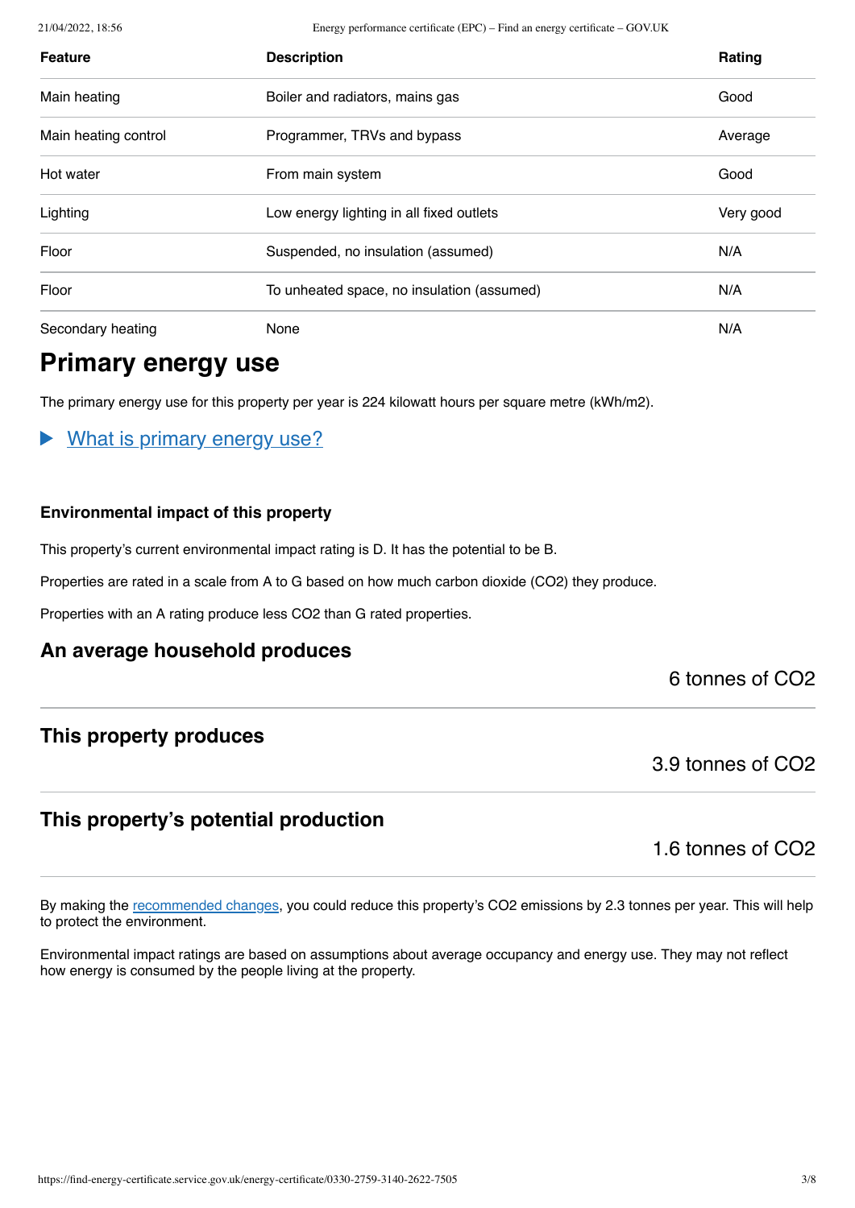| Feature | Description | Rating |
| --- | --- | --- |
| Main heating | Boiler and radiators, mains gas | Good |
| Main heating control | Programmer, TRVs and bypass | Average |
| Hot water | From main system | Good |
| Lighting | Low energy lighting in all fixed outlets | Very good |
| Floor | Suspended, no insulation (assumed) | N/A |
| Floor | To unheated space, no insulation (assumed) | N/A |
| Secondary heating | None | N/A |

# Primary energy use

The primary energy use for this property per year is 224 kilowatt hours per square metre (kWh/m2).

▶ What is primary energy use?

### Environmental impact of this property

This property's current environmental impact rating is D. It has the potential to be B.

Properties are rated in a scale from A to G based on how much carbon dioxide ($CO_2$) they produce.

Properties with an A rating produce less $CO_2$ than G rated properties.

## An average household produces

6 tonnes of $CO_2$

## This property produces

3.9 tonnes of $CO_2$

## This property's potential production

1.6 tonnes of $CO_2$

By making the recommended changes, you could reduce this property's $CO_2$ emissions by 2.3 tonnes per year. This will help to protect the environment.

Environmental impact ratings are based on assumptions about average occupancy and energy use. They may not reflect how energy is consumed by the people living at the property.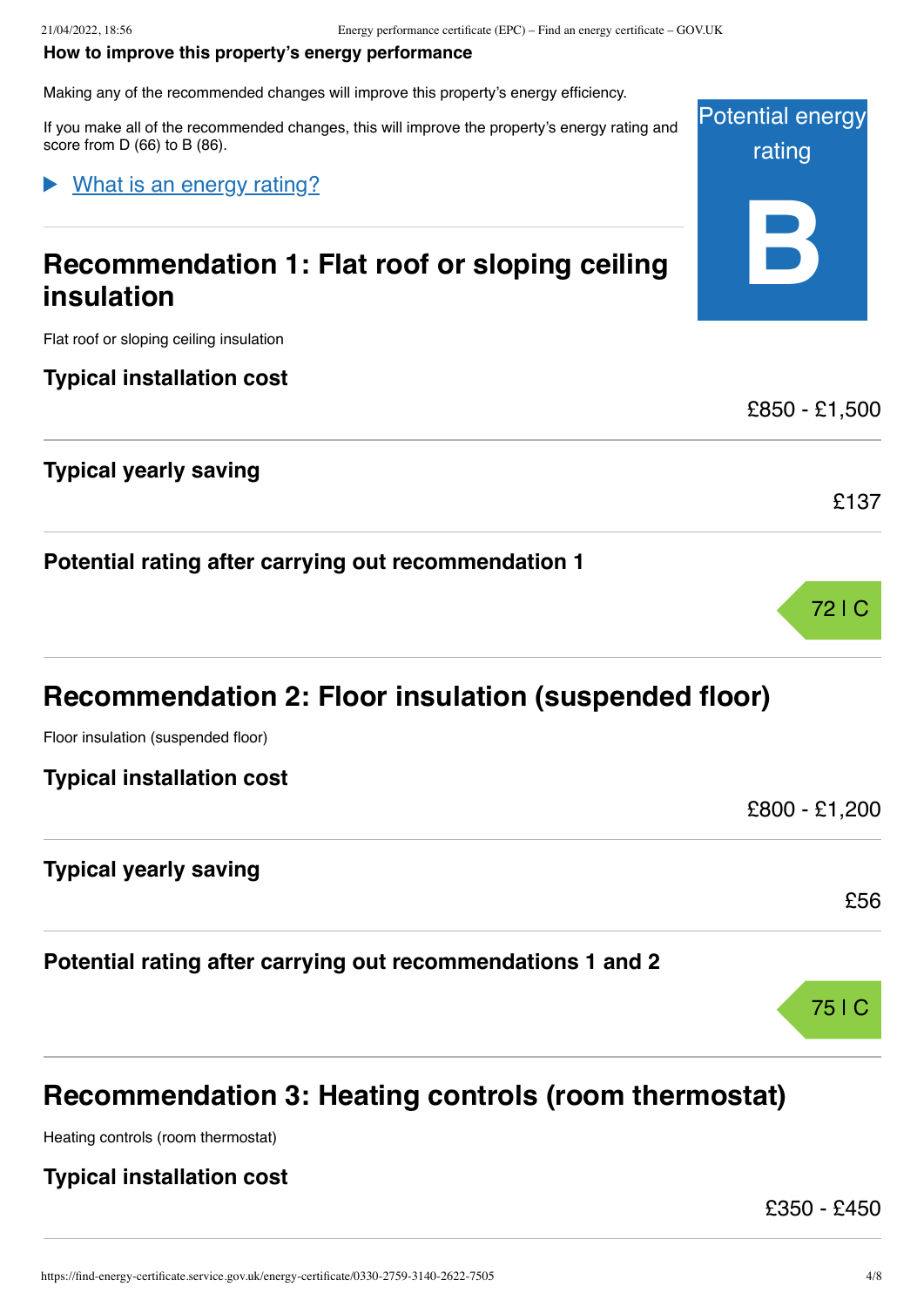**How to improve this property's energy performance**

Making any of the recommended changes will improve this property's energy efficiency.

If you make all of the recommended changes, this will improve the property's energy rating and score from D (66) to B (86).

Potential energy rating

**B**

▶ What is an energy rating?

## Recommendation 1: Flat roof or sloping ceiling insulation

Flat roof or sloping ceiling insulation

**Typical installation cost**

£850 - £1,500

**Typical yearly saving**

£137

**Potential rating after carrying out recommendation 1**

72 | C

## Recommendation 2: Floor insulation (suspended floor)

Floor insulation (suspended floor)

**Typical installation cost**

£800 - £1,200

**Typical yearly saving**

£56

**Potential rating after carrying out recommendations 1 and 2**

75 | C

## Recommendation 3: Heating controls (room thermostat)

Heating controls (room thermostat)

**Typical installation cost**

£350 - £450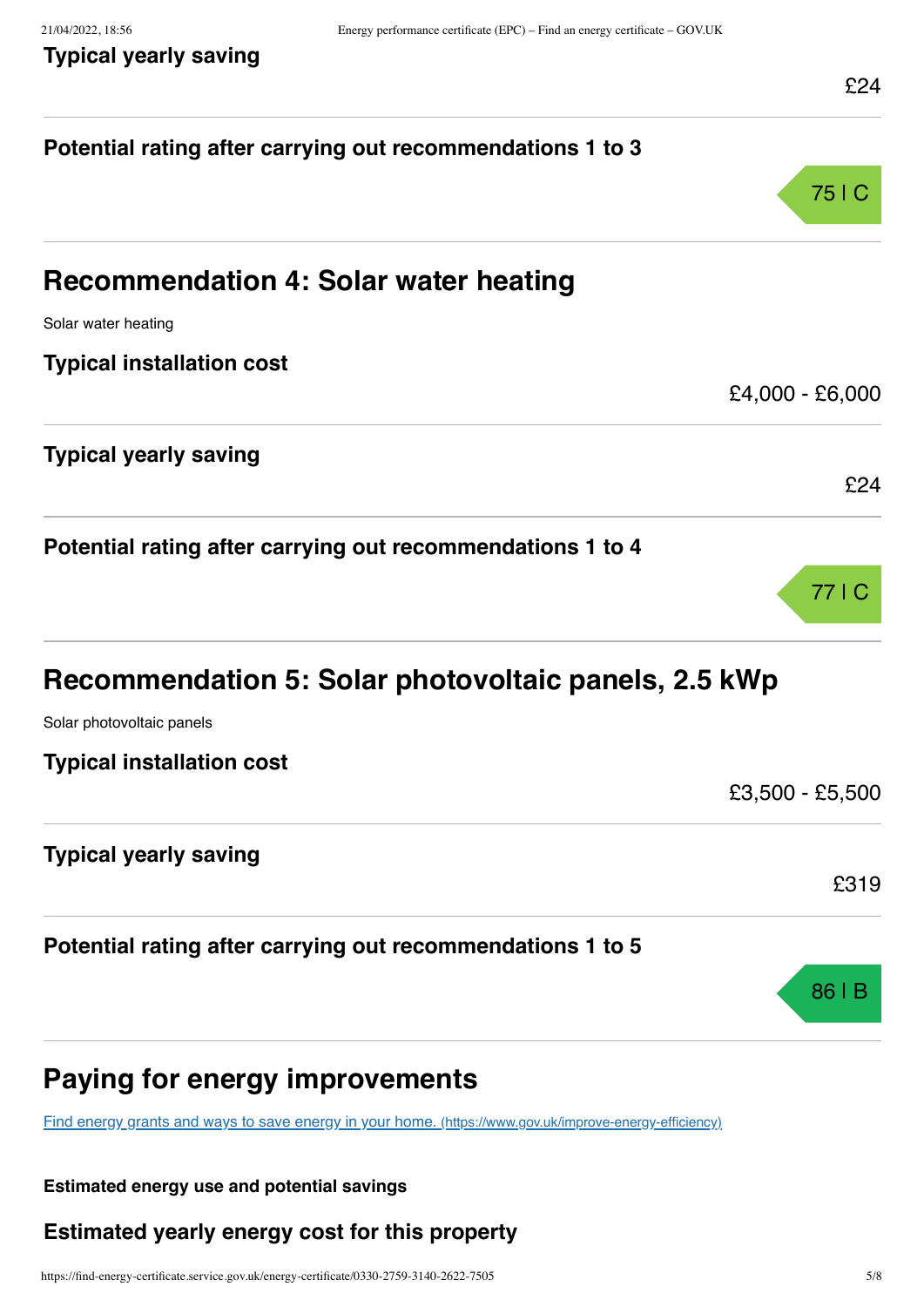#### Typical yearly saving

£24

#### Potential rating after carrying out recommendations 1 to 3

75 | C

## Recommendation 4: Solar water heating

Solar water heating

#### Typical installation cost

£4,000 - £6,000

#### Typical yearly saving

£24

#### Potential rating after carrying out recommendations 1 to 4

77 | C

## Recommendation 5: Solar photovoltaic panels, 2.5 kWp

Solar photovoltaic panels

#### Typical installation cost

£3,500 - £5,500

#### Typical yearly saving

£319

#### Potential rating after carrying out recommendations 1 to 5

86 | B

## Paying for energy improvements

[Find energy grants and ways to save energy in your home. (https://www.gov.uk/improve-energy-efficiency)](https://www.gov.uk/improve-energy-efficiency)

**Estimated energy use and potential savings**

#### Estimated yearly energy cost for this property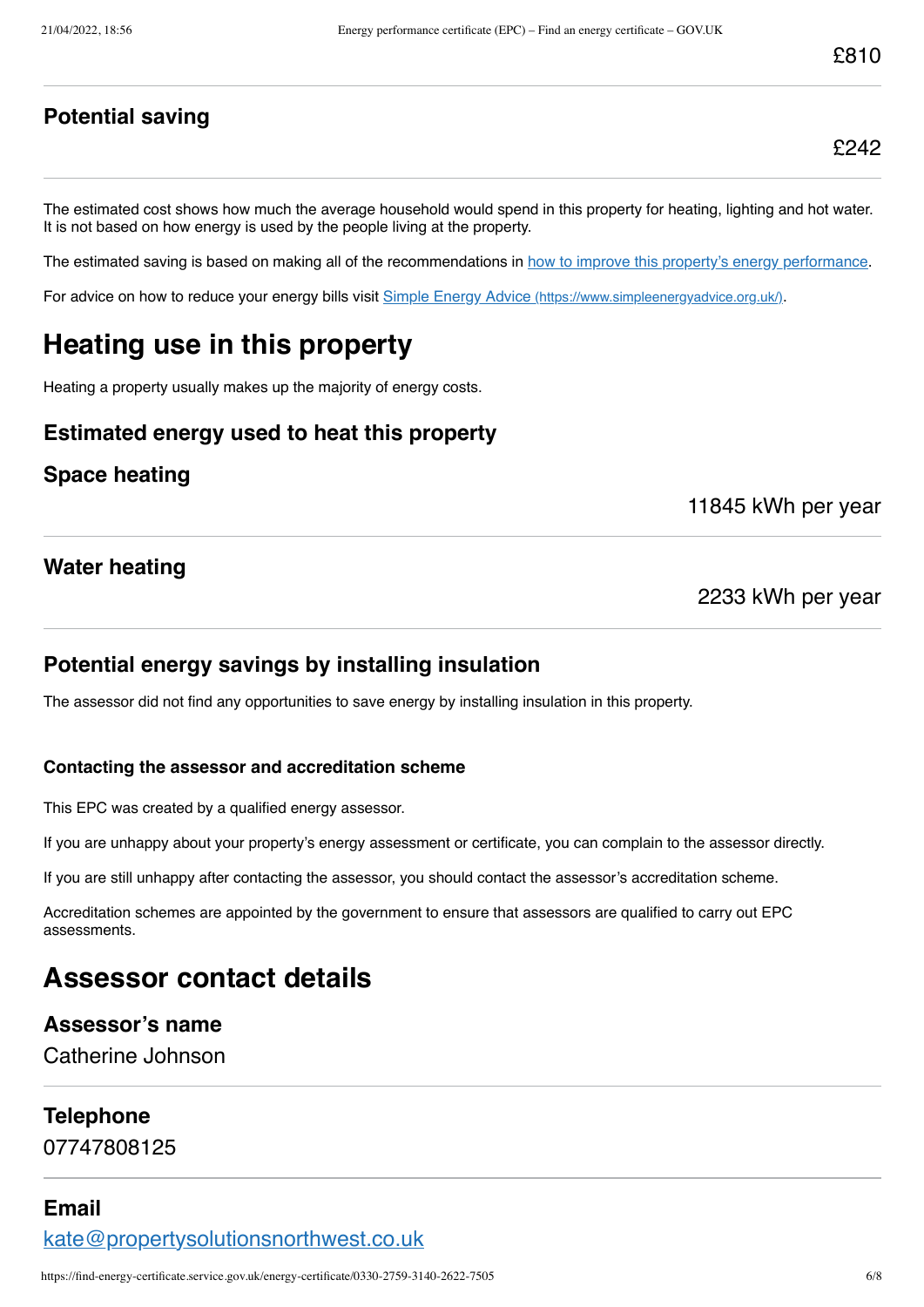£810

### Potential saving

£242

The estimated cost shows how much the average household would spend in this property for heating, lighting and hot water. It is not based on how energy is used by the people living at the property.

The estimated saving is based on making all of the recommendations in [how to improve this property's energy performance](#).

For advice on how to reduce your energy bills visit [Simple Energy Advice (https://www.simpleenergyadvice.org.uk/)](https://www.simpleenergyadvice.org.uk/).

# Heating use in this property

Heating a property usually makes up the majority of energy costs.

### Estimated energy used to heat this property

### Space heating

11845 kWh per year

### Water heating

2233 kWh per year

### Potential energy savings by installing insulation

The assessor did not find any opportunities to save energy by installing insulation in this property.

#### Contacting the assessor and accreditation scheme

This EPC was created by a qualified energy assessor.

If you are unhappy about your property's energy assessment or certificate, you can complain to the assessor directly.

If you are still unhappy after contacting the assessor, you should contact the assessor's accreditation scheme.

Accreditation schemes are appointed by the government to ensure that assessors are qualified to carry out EPC assessments.

# Assessor contact details

### Assessor's name

Catherine Johnson

### Telephone

07747808125

### Email

[kate@propertysolutionsnorthwest.co.uk](mailto:kate@propertysolutionsnorthwest.co.uk)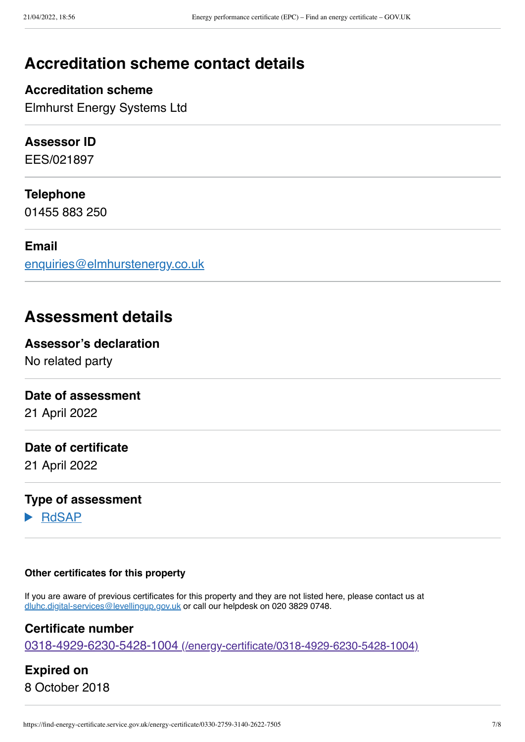## Accreditation scheme contact details

**Accreditation scheme**
Elmhurst Energy Systems Ltd

**Assessor ID**
EES/021897

**Telephone**
01455 883 250

**Email**
enquiries@elmhurstenergy.co.uk

## Assessment details

**Assessor's declaration**
No related party

**Date of assessment**
21 April 2022

**Date of certificate**
21 April 2022

**Type of assessment**
▶ RdSAP

#### Other certificates for this property

If you are aware of previous certificates for this property and they are not listed here, please contact us at dluhc.digital-services@levellingup.gov.uk or call our helpdesk on 020 3829 0748.

**Certificate number**
0318-4929-6230-5428-1004 (/energy-certificate/0318-4929-6230-5428-1004)

**Expired on**
8 October 2018